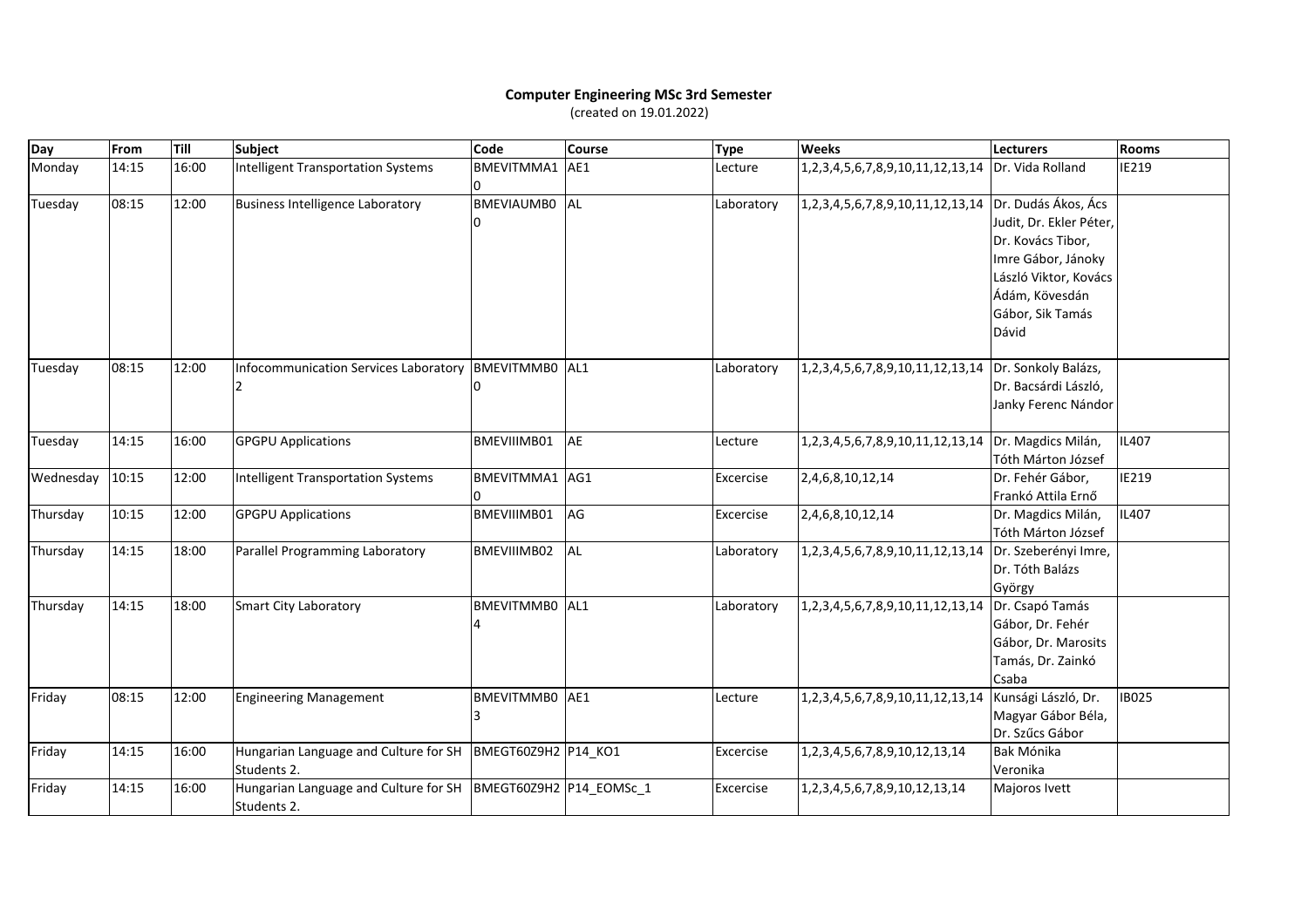**Computer Engineering MSc 3rd Semester**

(created on 19.01.2022)

| Day | From | Till | Subject | Code | Course | Type | Weeks | Lecturers | Rooms |
|---|---|---|---|---|---|---|---|---|---|
| Monday | 14:15 | 16:00 | Intelligent Transportation Systems | BMEVITMMA10 | AE1 | Lecture | 1,2,3,4,5,6,7,8,9,10,11,12,13,14 | Dr. Vida Rolland | IE219 |
| Tuesday | 08:15 | 12:00 | Business Intelligence Laboratory | BMEVIAUMB00 | AL | Laboratory | 1,2,3,4,5,6,7,8,9,10,11,12,13,14 | Dr. Dudás Ákos, Ács Judit, Dr. Ekler Péter, Dr. Kovács Tibor, Imre Gábor, Jánoky László Viktor, Kovács Ádám, Kövesdán Gábor, Sik Tamás Dávid | |
| Tuesday | 08:15 | 12:00 | Infocommunication Services Laboratory 2 | BMEVITMMB00 | AL1 | Laboratory | 1,2,3,4,5,6,7,8,9,10,11,12,13,14 | Dr. Sonkoly Balázs, Dr. Bacsárdi László, Janky Ferenc Nándor | |
| Tuesday | 14:15 | 16:00 | GPGPU Applications | BMEVIIIMB01 | AE | Lecture | 1,2,3,4,5,6,7,8,9,10,11,12,13,14 | Dr. Magdics Milán, Tóth Márton József | IL407 |
| Wednesday | 10:15 | 12:00 | Intelligent Transportation Systems | BMEVITMMA10 | AG1 | Excercise | 2,4,6,8,10,12,14 | Dr. Fehér Gábor, Frankó Attila Ernő | IE219 |
| Thursday | 10:15 | 12:00 | GPGPU Applications | BMEVIIIMB01 | AG | Excercise | 2,4,6,8,10,12,14 | Dr. Magdics Milán, Tóth Márton József | IL407 |
| Thursday | 14:15 | 18:00 | Parallel Programming Laboratory | BMEVIIIMB02 | AL | Laboratory | 1,2,3,4,5,6,7,8,9,10,11,12,13,14 | Dr. Szeberényi Imre, Dr. Tóth Balázs György | |
| Thursday | 14:15 | 18:00 | Smart City Laboratory | BMEVITMMB04 | AL1 | Laboratory | 1,2,3,4,5,6,7,8,9,10,11,12,13,14 | Dr. Csapó Tamás Gábor, Dr. Fehér Gábor, Dr. Marosits Tamás, Dr. Zainkó Csaba | |
| Friday | 08:15 | 12:00 | Engineering Management | BMEVITMMB03 | AE1 | Lecture | 1,2,3,4,5,6,7,8,9,10,11,12,13,14 | Kunsági László, Dr. Magyar Gábor Béla, Dr. Szűcs Gábor | IB025 |
| Friday | 14:15 | 16:00 | Hungarian Language and Culture for SH Students 2. | BMEGT60Z9H2 | P14_KO1 | Excercise | 1,2,3,4,5,6,7,8,9,10,12,13,14 | Bak Mónika Veronika | |
| Friday | 14:15 | 16:00 | Hungarian Language and Culture for SH Students 2. | BMEGT60Z9H2 | P14_EOMSc_1 | Excercise | 1,2,3,4,5,6,7,8,9,10,12,13,14 | Majoros Ivett | |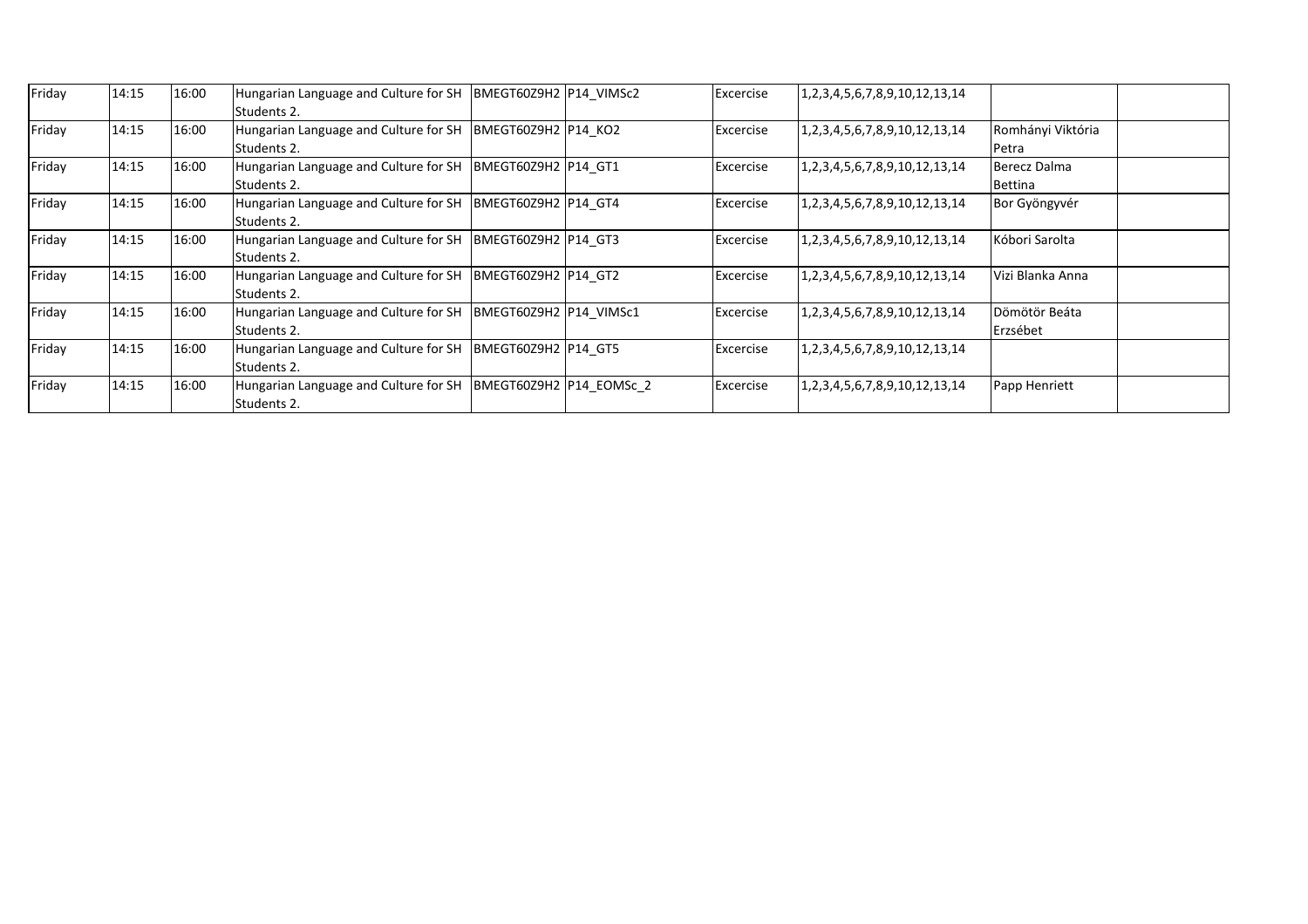| | | | | | | | | | |
|---|---|---|---|---|---|---|---|---|---|
| Friday | 14:15 | 16:00 | Hungarian Language and Culture for SH Students 2. | BMEGT60Z9H2 | P14_VIMSc2 | Excercise | 1,2,3,4,5,6,7,8,9,10,12,13,14 | | |
| Friday | 14:15 | 16:00 | Hungarian Language and Culture for SH Students 2. | BMEGT60Z9H2 | P14_KO2 | Excercise | 1,2,3,4,5,6,7,8,9,10,12,13,14 | Romhányi Viktória Petra | |
| Friday | 14:15 | 16:00 | Hungarian Language and Culture for SH Students 2. | BMEGT60Z9H2 | P14_GT1 | Excercise | 1,2,3,4,5,6,7,8,9,10,12,13,14 | Berecz Dalma Bettina | |
| Friday | 14:15 | 16:00 | Hungarian Language and Culture for SH Students 2. | BMEGT60Z9H2 | P14_GT4 | Excercise | 1,2,3,4,5,6,7,8,9,10,12,13,14 | Bor Gyöngyvér | |
| Friday | 14:15 | 16:00 | Hungarian Language and Culture for SH Students 2. | BMEGT60Z9H2 | P14_GT3 | Excercise | 1,2,3,4,5,6,7,8,9,10,12,13,14 | Kóbori Sarolta | |
| Friday | 14:15 | 16:00 | Hungarian Language and Culture for SH Students 2. | BMEGT60Z9H2 | P14_GT2 | Excercise | 1,2,3,4,5,6,7,8,9,10,12,13,14 | Vizi Blanka Anna | |
| Friday | 14:15 | 16:00 | Hungarian Language and Culture for SH Students 2. | BMEGT60Z9H2 | P14_VIMSc1 | Excercise | 1,2,3,4,5,6,7,8,9,10,12,13,14 | Dömötör Beáta Erzsébet | |
| Friday | 14:15 | 16:00 | Hungarian Language and Culture for SH Students 2. | BMEGT60Z9H2 | P14_GT5 | Excercise | 1,2,3,4,5,6,7,8,9,10,12,13,14 | | |
| Friday | 14:15 | 16:00 | Hungarian Language and Culture for SH Students 2. | BMEGT60Z9H2 | P14_EOMSc_2 | Excercise | 1,2,3,4,5,6,7,8,9,10,12,13,14 | Papp Henriett | |